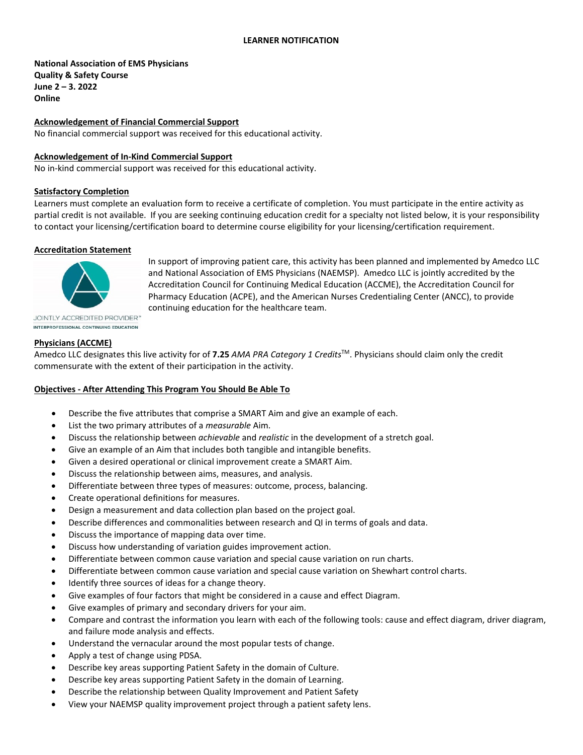# LEARNER NOTIFICATION

**National Association of EMS Physicians**
**Quality & Safety Course**
**June 2 – 3. 2022**
**Online**

## Acknowledgement of Financial Commercial Support

No financial commercial support was received for this educational activity.

## Acknowledgement of In-Kind Commercial Support

No in-kind commercial support was received for this educational activity.

## Satisfactory Completion

Learners must complete an evaluation form to receive a certificate of completion. You must participate in the entire activity as partial credit is not available. If you are seeking continuing education credit for a specialty not listed below, it is your responsibility to contact your licensing/certification board to determine course eligibility for your licensing/certification requirement.

## Accreditation Statement

JOINTLY ACCREDITED PROVIDER™
INTERPROFESSIONAL CONTINUING EDUCATION

In support of improving patient care, this activity has been planned and implemented by Amedco LLC and National Association of EMS Physicians (NAEMSP). Amedco LLC is jointly accredited by the Accreditation Council for Continuing Medical Education (ACCME), the Accreditation Council for Pharmacy Education (ACPE), and the American Nurses Credentialing Center (ANCC), to provide continuing education for the healthcare team.

## Physicians (ACCME)

Amedco LLC designates this live activity for of **7.25** *AMA PRA Category 1 Credits*™. Physicians should claim only the credit commensurate with the extent of their participation in the activity.

## Objectives - After Attending This Program You Should Be Able To

- Describe the five attributes that comprise a SMART Aim and give an example of each.
- List the two primary attributes of a *measurable* Aim.
- Discuss the relationship between *achievable* and *realistic* in the development of a stretch goal.
- Give an example of an Aim that includes both tangible and intangible benefits.
- Given a desired operational or clinical improvement create a SMART Aim.
- Discuss the relationship between aims, measures, and analysis.
- Differentiate between three types of measures: outcome, process, balancing.
- Create operational definitions for measures.
- Design a measurement and data collection plan based on the project goal.
- Describe differences and commonalities between research and QI in terms of goals and data.
- Discuss the importance of mapping data over time.
- Discuss how understanding of variation guides improvement action.
- Differentiate between common cause variation and special cause variation on run charts.
- Differentiate between common cause variation and special cause variation on Shewhart control charts.
- Identify three sources of ideas for a change theory.
- Give examples of four factors that might be considered in a cause and effect Diagram.
- Give examples of primary and secondary drivers for your aim.
- Compare and contrast the information you learn with each of the following tools: cause and effect diagram, driver diagram, and failure mode analysis and effects.
- Understand the vernacular around the most popular tests of change.
- Apply a test of change using PDSA.
- Describe key areas supporting Patient Safety in the domain of Culture.
- Describe key areas supporting Patient Safety in the domain of Learning.
- Describe the relationship between Quality Improvement and Patient Safety
- View your NAEMSP quality improvement project through a patient safety lens.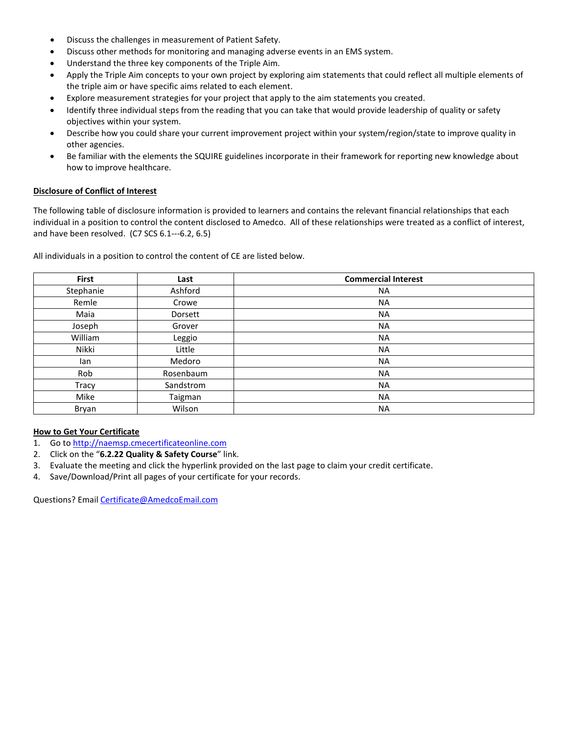- Discuss the challenges in measurement of Patient Safety.
- Discuss other methods for monitoring and managing adverse events in an EMS system.
- Understand the three key components of the Triple Aim.
- Apply the Triple Aim concepts to your own project by exploring aim statements that could reflect all multiple elements of the triple aim or have specific aims related to each element.
- Explore measurement strategies for your project that apply to the aim statements you created.
- Identify three individual steps from the reading that you can take that would provide leadership of quality or safety objectives within your system.
- Describe how you could share your current improvement project within your system/region/state to improve quality in other agencies.
- Be familiar with the elements the SQUIRE guidelines incorporate in their framework for reporting new knowledge about how to improve healthcare.

**Disclosure of Conflict of Interest**

The following table of disclosure information is provided to learners and contains the relevant financial relationships that each individual in a position to control the content disclosed to Amedco. All of these relationships were treated as a conflict of interest, and have been resolved. (C7 SCS 6.1---6.2, 6.5)

All individuals in a position to control the content of CE are listed below.

| First | Last | Commercial Interest |
|---|---|---|
| Stephanie | Ashford | NA |
| Remle | Crowe | NA |
| Maia | Dorsett | NA |
| Joseph | Grover | NA |
| William | Leggio | NA |
| Nikki | Little | NA |
| Ian | Medoro | NA |
| Rob | Rosenbaum | NA |
| Tracy | Sandstrom | NA |
| Mike | Taigman | NA |
| Bryan | Wilson | NA |

**How to Get Your Certificate**

1. Go to http://naemsp.cmecertificateonline.com
2. Click on the "**6.2.22 Quality & Safety Course**" link.
3. Evaluate the meeting and click the hyperlink provided on the last page to claim your credit certificate.
4. Save/Download/Print all pages of your certificate for your records.

Questions? Email Certificate@AmedcoEmail.com